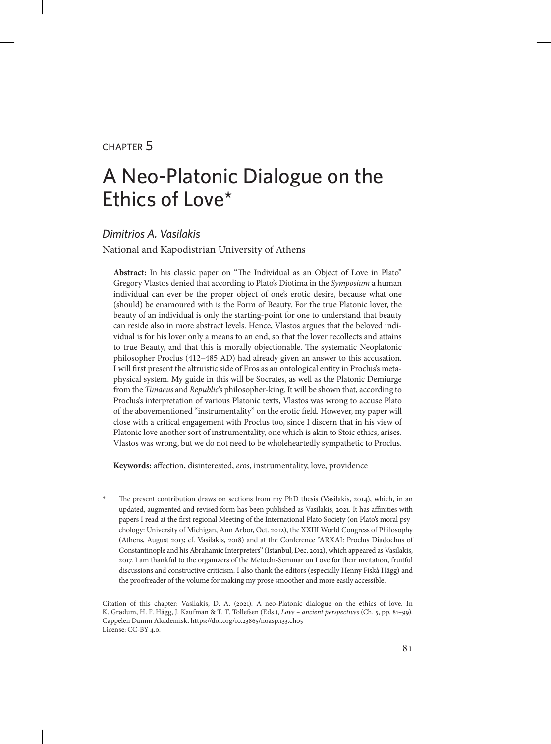CHAPTER 5

# A Neo-Platonic Dialogue on the Ethics of Love*

*Dimitrios A. Vasilakis*

National and Kapodistrian University of Athens

**Abstract:** In his classic paper on "The Individual as an Object of Love in Plato" Gregory Vlastos denied that according to Plato's Diotima in the *Symposium* a human individual can ever be the proper object of one's erotic desire, because what one (should) be enamoured with is the Form of Beauty. For the true Platonic lover, the beauty of an individual is only the starting-point for one to understand that beauty can reside also in more abstract levels. Hence, Vlastos argues that the beloved individual is for his lover only a means to an end, so that the lover recollects and attains to true Beauty, and that this is morally objectionable. The systematic Neoplatonic philosopher Proclus (412–485 AD) had already given an answer to this accusation. I will first present the altruistic side of Eros as an ontological entity in Proclus's metaphysical system. My guide in this will be Socrates, as well as the Platonic Demiurge from the *Timaeus* and *Republic*'s philosopher-king. It will be shown that, according to Proclus's interpretation of various Platonic texts, Vlastos was wrong to accuse Plato of the abovementioned "instrumentality" on the erotic field. However, my paper will close with a critical engagement with Proclus too, since I discern that in his view of Platonic love another sort of instrumentality, one which is akin to Stoic ethics, arises. Vlastos was wrong, but we do not need to be wholeheartedly sympathetic to Proclus.

**Keywords:** affection, disinterested, *eros*, instrumentality, love, providence

---

\* The present contribution draws on sections from my PhD thesis (Vasilakis, 2014), which, in an updated, augmented and revised form has been published as Vasilakis, 2021. It has affinities with papers I read at the first regional Meeting of the International Plato Society (on Plato's moral psychology: University of Michigan, Ann Arbor, Oct. 2012), the XXIII World Congress of Philosophy (Athens, August 2013; cf. Vasilakis, 2018) and at the Conference "ARXAI: Proclus Diadochus of Constantinople and his Abrahamic Interpreters" (Istanbul, Dec. 2012), which appeared as Vasilakis, 2017. I am thankful to the organizers of the Metochi-Seminar on Love for their invitation, fruitful discussions and constructive criticism. I also thank the editors (especially Henny Fiskå Hägg) and the proofreader of the volume for making my prose smoother and more easily accessible.

Citation of this chapter: Vasilakis, D. A. (2021). A neo-Platonic dialogue on the ethics of love. In K. Grødum, H. F. Hägg, J. Kaufman & T. T. Tollefsen (Eds.), *Love – ancient perspectives* (Ch. 5, pp. 81–99). Cappelen Damm Akademisk. https://doi.org/10.23865/noasp.133.ch05
License: CC-BY 4.0.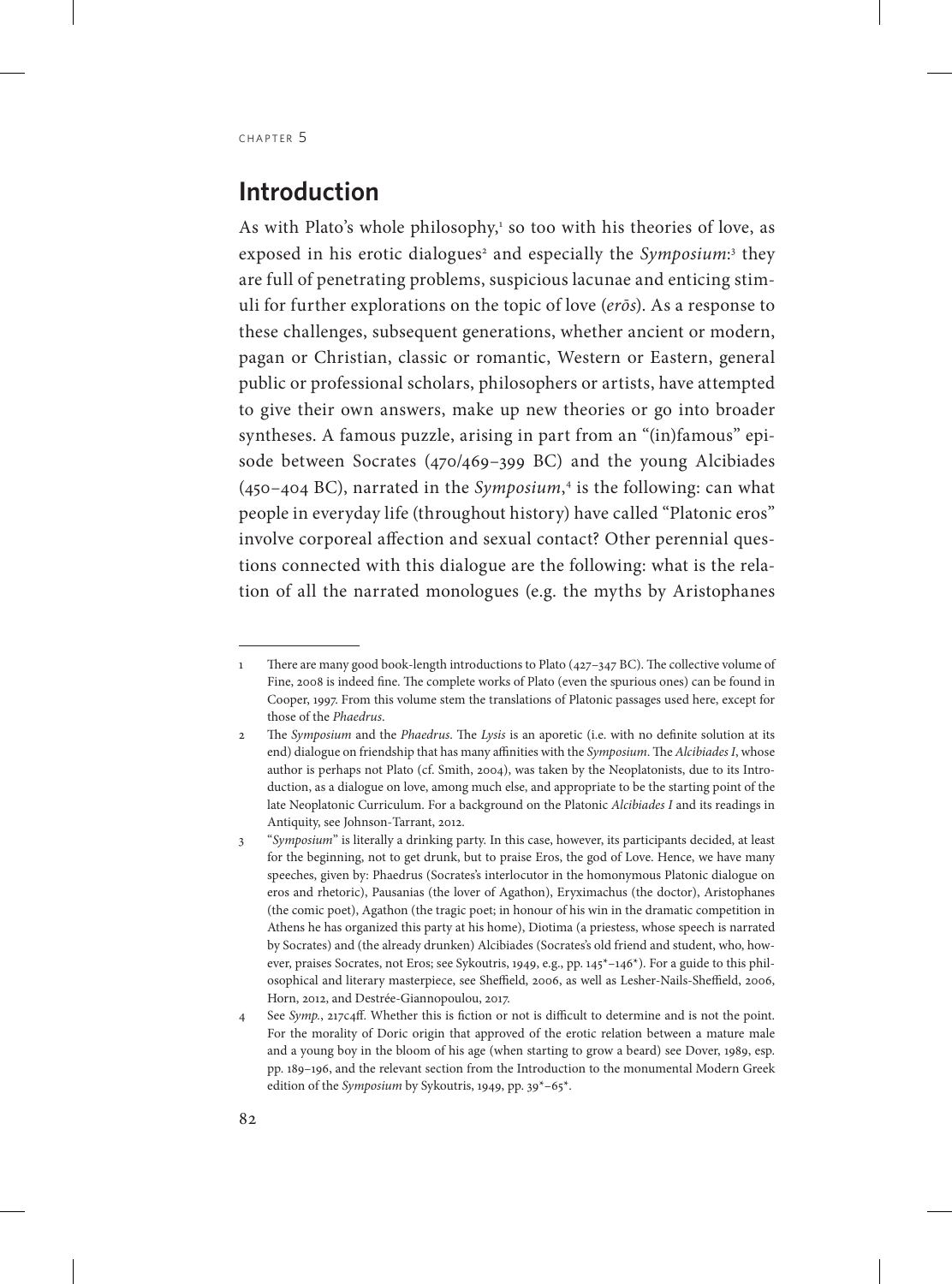# Introduction

As with Plato's whole philosophy,[1] so too with his theories of love, as exposed in his erotic dialogues[2] and especially the *Symposium*:[3] they are full of penetrating problems, suspicious lacunae and enticing stimuli for further explorations on the topic of love (*erōs*). As a response to these challenges, subsequent generations, whether ancient or modern, pagan or Christian, classic or romantic, Western or Eastern, general public or professional scholars, philosophers or artists, have attempted to give their own answers, make up new theories or go into broader syntheses. A famous puzzle, arising in part from an "(in)famous" episode between Socrates (470/469–399 BC) and the young Alcibiades (450–404 BC), narrated in the *Symposium*,[4] is the following: can what people in everyday life (throughout history) have called "Platonic eros" involve corporeal affection and sexual contact? Other perennial questions connected with this dialogue are the following: what is the relation of all the narrated monologues (e.g. the myths by Aristophanes

---

1 There are many good book-length introductions to Plato (427–347 BC). The collective volume of Fine, 2008 is indeed fine. The complete works of Plato (even the spurious ones) can be found in Cooper, 1997. From this volume stem the translations of Platonic passages used here, except for those of the *Phaedrus*.

2 The *Symposium* and the *Phaedrus*. The *Lysis* is an aporetic (i.e. with no definite solution at its end) dialogue on friendship that has many affinities with the *Symposium*. The *Alcibiades I*, whose author is perhaps not Plato (cf. Smith, 2004), was taken by the Neoplatonists, due to its Introduction, as a dialogue on love, among much else, and appropriate to be the starting point of the late Neoplatonic Curriculum. For a background on the Platonic *Alcibiades I* and its readings in Antiquity, see Johnson-Tarrant, 2012.

3 "*Symposium*" is literally a drinking party. In this case, however, its participants decided, at least for the beginning, not to get drunk, but to praise Eros, the god of Love. Hence, we have many speeches, given by: Phaedrus (Socrates's interlocutor in the homonymous Platonic dialogue on eros and rhetoric), Pausanias (the lover of Agathon), Eryximachus (the doctor), Aristophanes (the comic poet), Agathon (the tragic poet; in honour of his win in the dramatic competition in Athens he has organized this party at his home), Diotima (a priestess, whose speech is narrated by Socrates) and (the already drunken) Alcibiades (Socrates's old friend and student, who, however, praises Socrates, not Eros; see Sykoutris, 1949, e.g., pp. 145*–146*). For a guide to this philosophical and literary masterpiece, see Sheffield, 2006, as well as Lesher-Nails-Sheffield, 2006, Horn, 2012, and Destrée-Giannopoulou, 2017.

4 See *Symp.*, 217c4ff. Whether this is fiction or not is difficult to determine and is not the point. For the morality of Doric origin that approved of the erotic relation between a mature male and a young boy in the bloom of his age (when starting to grow a beard) see Dover, 1989, esp. pp. 189–196, and the relevant section from the Introduction to the monumental Modern Greek edition of the *Symposium* by Sykoutris, 1949, pp. 39*–65*.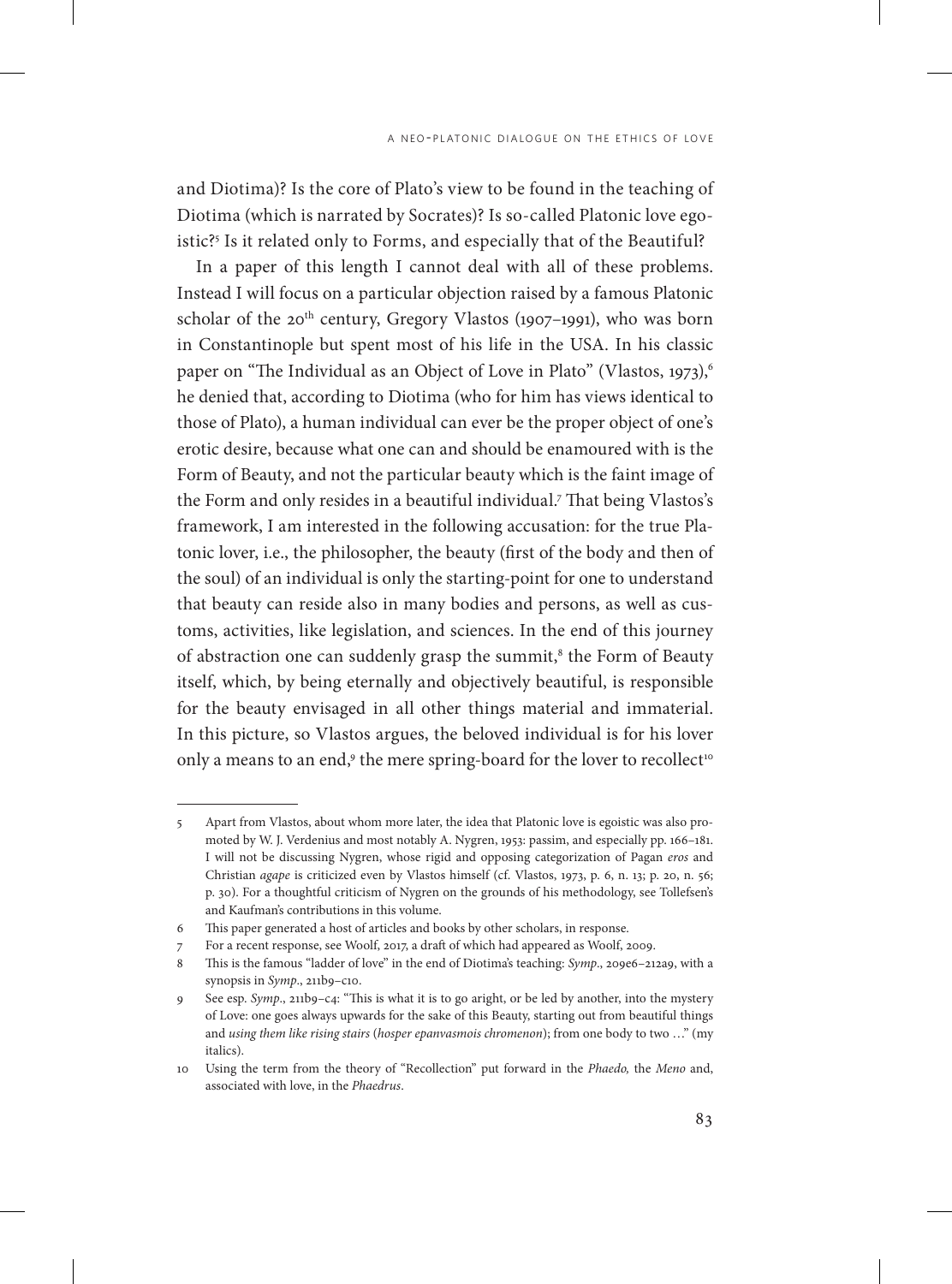and Diotima)? Is the core of Plato's view to be found in the teaching of Diotima (which is narrated by Socrates)? Is so-called Platonic love egoistic?[5] Is it related only to Forms, and especially that of the Beautiful?

In a paper of this length I cannot deal with all of these problems. Instead I will focus on a particular objection raised by a famous Platonic scholar of the 20th century, Gregory Vlastos (1907–1991), who was born in Constantinople but spent most of his life in the USA. In his classic paper on "The Individual as an Object of Love in Plato" (Vlastos, 1973),[6] he denied that, according to Diotima (who for him has views identical to those of Plato), a human individual can ever be the proper object of one's erotic desire, because what one can and should be enamoured with is the Form of Beauty, and not the particular beauty which is the faint image of the Form and only resides in a beautiful individual.[7] That being Vlastos's framework, I am interested in the following accusation: for the true Platonic lover, i.e., the philosopher, the beauty (first of the body and then of the soul) of an individual is only the starting-point for one to understand that beauty can reside also in many bodies and persons, as well as customs, activities, like legislation, and sciences. In the end of this journey of abstraction one can suddenly grasp the summit,[8] the Form of Beauty itself, which, by being eternally and objectively beautiful, is responsible for the beauty envisaged in all other things material and immaterial. In this picture, so Vlastos argues, the beloved individual is for his lover only a means to an end,[9] the mere spring-board for the lover to recollect[10]

---

5 Apart from Vlastos, about whom more later, the idea that Platonic love is egoistic was also promoted by W. J. Verdenius and most notably A. Nygren, 1953: passim, and especially pp. 166–181. I will not be discussing Nygren, whose rigid and opposing categorization of Pagan *eros* and Christian *agape* is criticized even by Vlastos himself (cf. Vlastos, 1973, p. 6, n. 13; p. 20, n. 56; p. 30). For a thoughtful criticism of Nygren on the grounds of his methodology, see Tollefsen's and Kaufman's contributions in this volume.

6 This paper generated a host of articles and books by other scholars, in response.

7 For a recent response, see Woolf, 2017, a draft of which had appeared as Woolf, 2009.

8 This is the famous "ladder of love" in the end of Diotima's teaching: *Symp*., 209e6–212a9, with a synopsis in *Symp*., 211b9–c10.

9 See esp. *Symp*., 211b9–c4: "This is what it is to go aright, or be led by another, into the mystery of Love: one goes always upwards for the sake of this Beauty, starting out from beautiful things and *using them like rising stairs* (*hosper epanvasmois chromenon*); from one body to two …" (my italics).

10 Using the term from the theory of "Recollection" put forward in the *Phaedo,* the *Meno* and, associated with love, in the *Phaedrus*.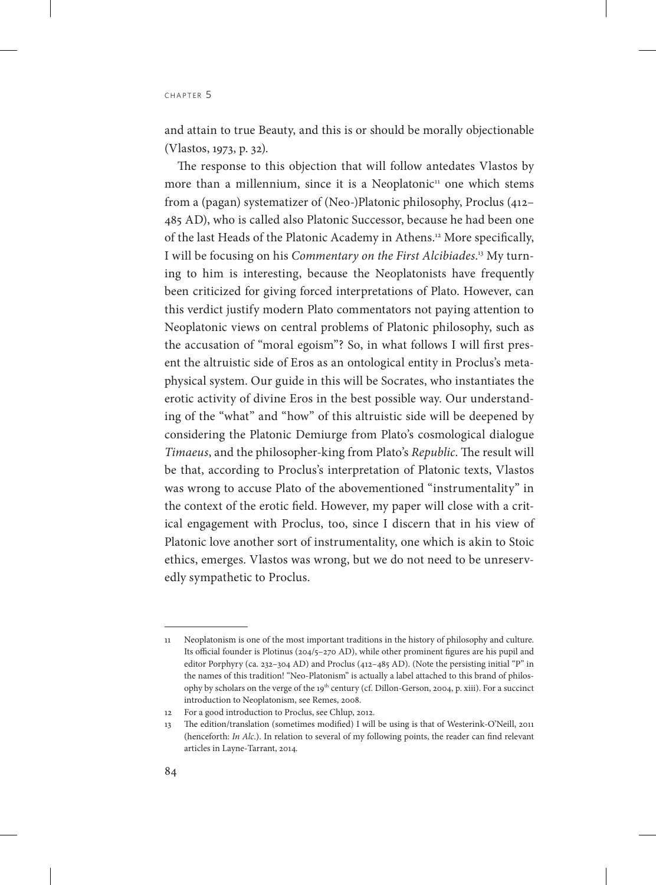and attain to true Beauty, and this is or should be morally objectionable (Vlastos, 1973, p. 32).

The response to this objection that will follow antedates Vlastos by more than a millennium, since it is a Neoplatonic[11] one which stems from a (pagan) systematizer of (Neo-)Platonic philosophy, Proclus (412–485 AD), who is called also Platonic Successor, because he had been one of the last Heads of the Platonic Academy in Athens.[12] More specifically, I will be focusing on his *Commentary on the First Alcibiades*.[13] My turning to him is interesting, because the Neoplatonists have frequently been criticized for giving forced interpretations of Plato. However, can this verdict justify modern Plato commentators not paying attention to Neoplatonic views on central problems of Platonic philosophy, such as the accusation of "moral egoism"? So, in what follows I will first present the altruistic side of Eros as an ontological entity in Proclus's metaphysical system. Our guide in this will be Socrates, who instantiates the erotic activity of divine Eros in the best possible way. Our understanding of the "what" and "how" of this altruistic side will be deepened by considering the Platonic Demiurge from Plato's cosmological dialogue *Timaeus*, and the philosopher-king from Plato's *Republic*. The result will be that, according to Proclus's interpretation of Platonic texts, Vlastos was wrong to accuse Plato of the abovementioned "instrumentality" in the context of the erotic field. However, my paper will close with a critical engagement with Proclus, too, since I discern that in his view of Platonic love another sort of instrumentality, one which is akin to Stoic ethics, emerges. Vlastos was wrong, but we do not need to be unreservedly sympathetic to Proclus.

---

11 Neoplatonism is one of the most important traditions in the history of philosophy and culture. Its official founder is Plotinus (204/5–270 AD), while other prominent figures are his pupil and editor Porphyry (ca. 232–304 AD) and Proclus (412–485 AD). (Note the persisting initial "P" in the names of this tradition! "Neo-Platonism" is actually a label attached to this brand of philosophy by scholars on the verge of the 19th century (cf. Dillon-Gerson, 2004, p. xiii). For a succinct introduction to Neoplatonism, see Remes, 2008.

12 For a good introduction to Proclus, see Chlup, 2012.

13 The edition/translation (sometimes modified) I will be using is that of Westerink-O'Neill, 2011 (henceforth: *In Alc.*). In relation to several of my following points, the reader can find relevant articles in Layne-Tarrant, 2014.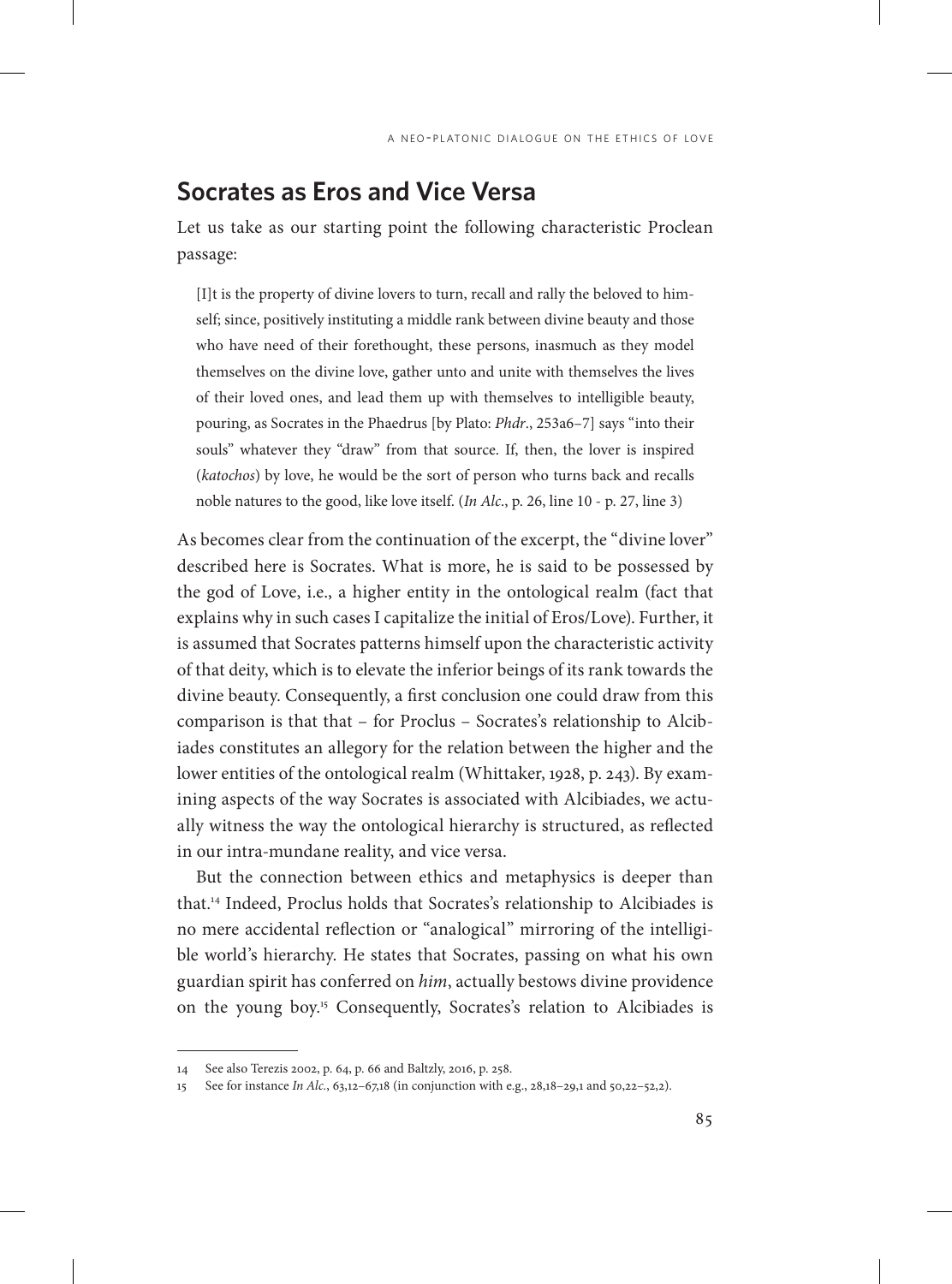## Socrates as Eros and Vice Versa

Let us take as our starting point the following characteristic Proclean passage:

> [I]t is the property of divine lovers to turn, recall and rally the beloved to himself; since, positively instituting a middle rank between divine beauty and those who have need of their forethought, these persons, inasmuch as they model themselves on the divine love, gather unto and unite with themselves the lives of their loved ones, and lead them up with themselves to intelligible beauty, pouring, as Socrates in the Phaedrus [by Plato: *Phdr*., 253a6–7] says "into their souls" whatever they "draw" from that source. If, then, the lover is inspired (*katochos*) by love, he would be the sort of person who turns back and recalls noble natures to the good, like love itself. (*In Alc.*, p. 26, line 10 - p. 27, line 3)

As becomes clear from the continuation of the excerpt, the "divine lover" described here is Socrates. What is more, he is said to be possessed by the god of Love, i.e., a higher entity in the ontological realm (fact that explains why in such cases I capitalize the initial of Eros/Love). Further, it is assumed that Socrates patterns himself upon the characteristic activity of that deity, which is to elevate the inferior beings of its rank towards the divine beauty. Consequently, a first conclusion one could draw from this comparison is that that – for Proclus – Socrates's relationship to Alcibiades constitutes an allegory for the relation between the higher and the lower entities of the ontological realm (Whittaker, 1928, p. 243). By examining aspects of the way Socrates is associated with Alcibiades, we actually witness the way the ontological hierarchy is structured, as reflected in our intra-mundane reality, and vice versa.

But the connection between ethics and metaphysics is deeper than that.[14] Indeed, Proclus holds that Socrates's relationship to Alcibiades is no mere accidental reflection or "analogical" mirroring of the intelligible world's hierarchy. He states that Socrates, passing on what his own guardian spirit has conferred on *him*, actually bestows divine providence on the young boy.[15] Consequently, Socrates's relation to Alcibiades is

---

14 See also Terezis 2002, p. 64, p. 66 and Baltzly, 2016, p. 258.

15 See for instance *In Alc.*, 63,12–67,18 (in conjunction with e.g., 28,18–29,1 and 50,22–52,2).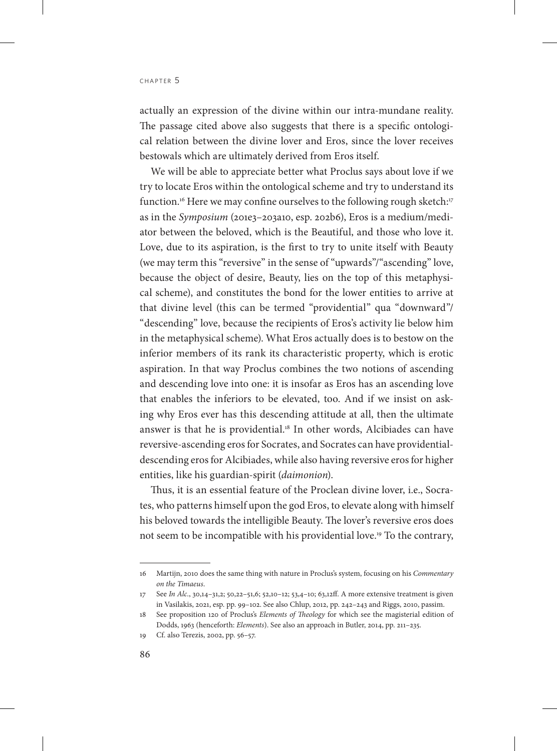actually an expression of the divine within our intra-mundane reality. The passage cited above also suggests that there is a specific ontological relation between the divine lover and Eros, since the lover receives bestowals which are ultimately derived from Eros itself.

We will be able to appreciate better what Proclus says about love if we try to locate Eros within the ontological scheme and try to understand its function.[16] Here we may confine ourselves to the following rough sketch:[17] as in the *Symposium* (201e3–203a10, esp. 202b6), Eros is a medium/mediator between the beloved, which is the Beautiful, and those who love it. Love, due to its aspiration, is the first to try to unite itself with Beauty (we may term this "reversive" in the sense of "upwards"/"ascending" love, because the object of desire, Beauty, lies on the top of this metaphysical scheme), and constitutes the bond for the lower entities to arrive at that divine level (this can be termed "providential" qua "downward"/ "descending" love, because the recipients of Eros's activity lie below him in the metaphysical scheme). What Eros actually does is to bestow on the inferior members of its rank its characteristic property, which is erotic aspiration. In that way Proclus combines the two notions of ascending and descending love into one: it is insofar as Eros has an ascending love that enables the inferiors to be elevated, too. And if we insist on asking why Eros ever has this descending attitude at all, then the ultimate answer is that he is providential.[18] In other words, Alcibiades can have reversive-ascending eros for Socrates, and Socrates can have providential-descending eros for Alcibiades, while also having reversive eros for higher entities, like his guardian-spirit (*daimonion*).

Thus, it is an essential feature of the Proclean divine lover, i.e., Socrates, who patterns himself upon the god Eros, to elevate along with himself his beloved towards the intelligible Beauty. The lover's reversive eros does not seem to be incompatible with his providential love.[19] To the contrary,

---

16 Martijn, 2010 does the same thing with nature in Proclus's system, focusing on his *Commentary on the Timaeus*.

17 See *In Alc.*, 30,14–31,2; 50,22–51,6; 52,10–12; 53,4–10; 63,12ff. A more extensive treatment is given in Vasilakis, 2021, esp. pp. 99–102. See also Chlup, 2012, pp. 242–243 and Riggs, 2010, passim.

18 See proposition 120 of Proclus's *Elements of Theology* for which see the magisterial edition of Dodds, 1963 (henceforth: *Elements*). See also an approach in Butler, 2014, pp. 211–235.

19 Cf. also Terezis, 2002, pp. 56–57.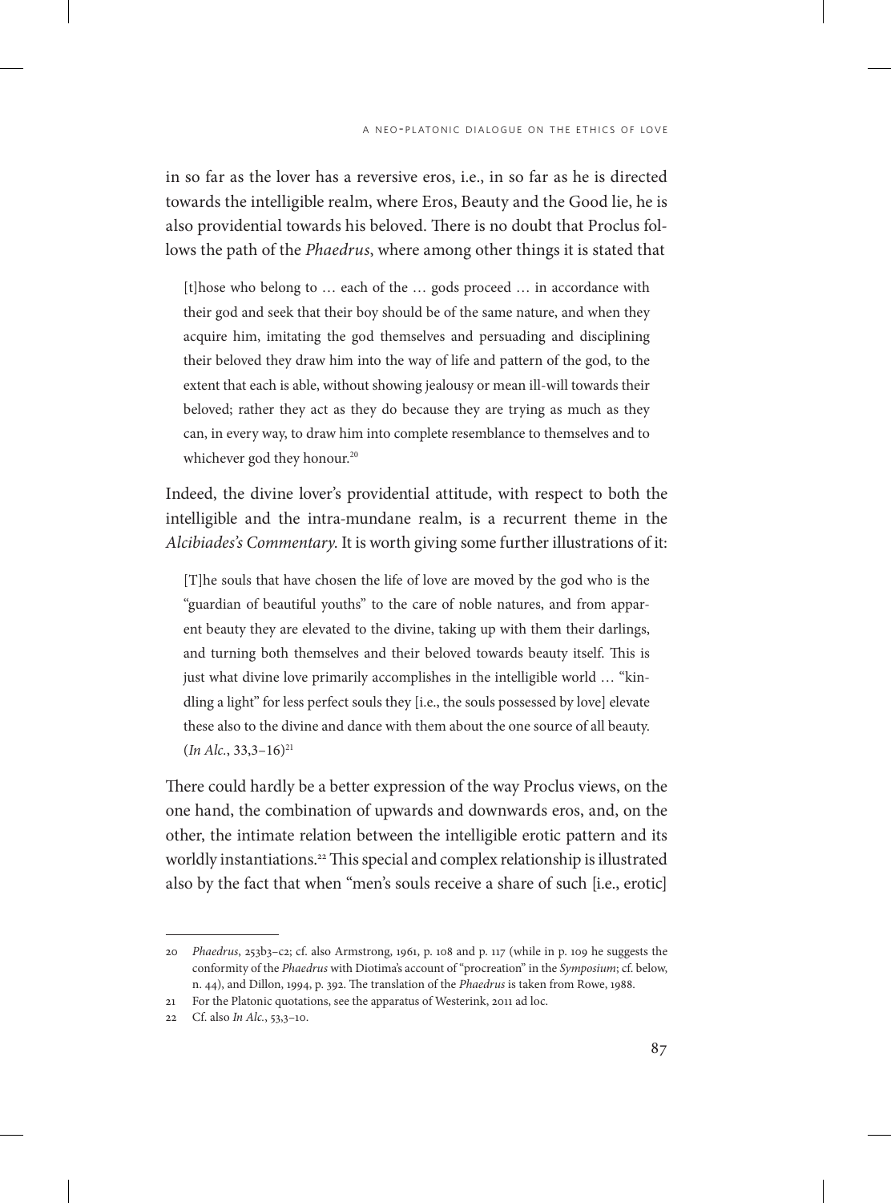in so far as the lover has a reversive eros, i.e., in so far as he is directed towards the intelligible realm, where Eros, Beauty and the Good lie, he is also providential towards his beloved. There is no doubt that Proclus follows the path of the *Phaedrus*, where among other things it is stated that

> [t]hose who belong to … each of the … gods proceed … in accordance with their god and seek that their boy should be of the same nature, and when they acquire him, imitating the god themselves and persuading and disciplining their beloved they draw him into the way of life and pattern of the god, to the extent that each is able, without showing jealousy or mean ill-will towards their beloved; rather they act as they do because they are trying as much as they can, in every way, to draw him into complete resemblance to themselves and to whichever god they honour.[20]

Indeed, the divine lover's providential attitude, with respect to both the intelligible and the intra-mundane realm, is a recurrent theme in the *Alcibiades's Commentary*. It is worth giving some further illustrations of it:

> [T]he souls that have chosen the life of love are moved by the god who is the "guardian of beautiful youths" to the care of noble natures, and from apparent beauty they are elevated to the divine, taking up with them their darlings, and turning both themselves and their beloved towards beauty itself. This is just what divine love primarily accomplishes in the intelligible world … "kindling a light" for less perfect souls they [i.e., the souls possessed by love] elevate these also to the divine and dance with them about the one source of all beauty. (*In Alc.*, 33,3–16)[21]

There could hardly be a better expression of the way Proclus views, on the one hand, the combination of upwards and downwards eros, and, on the other, the intimate relation between the intelligible erotic pattern and its worldly instantiations.[22] This special and complex relationship is illustrated also by the fact that when "men's souls receive a share of such [i.e., erotic]

---

20 *Phaedrus*, 253b3–c2; cf. also Armstrong, 1961, p. 108 and p. 117 (while in p. 109 he suggests the conformity of the *Phaedrus* with Diotima's account of "procreation" in the *Symposium*; cf. below, n. 44), and Dillon, 1994, p. 392. The translation of the *Phaedrus* is taken from Rowe, 1988.

21 For the Platonic quotations, see the apparatus of Westerink, 2011 ad loc.

22 Cf. also *In Alc.*, 53,3–10.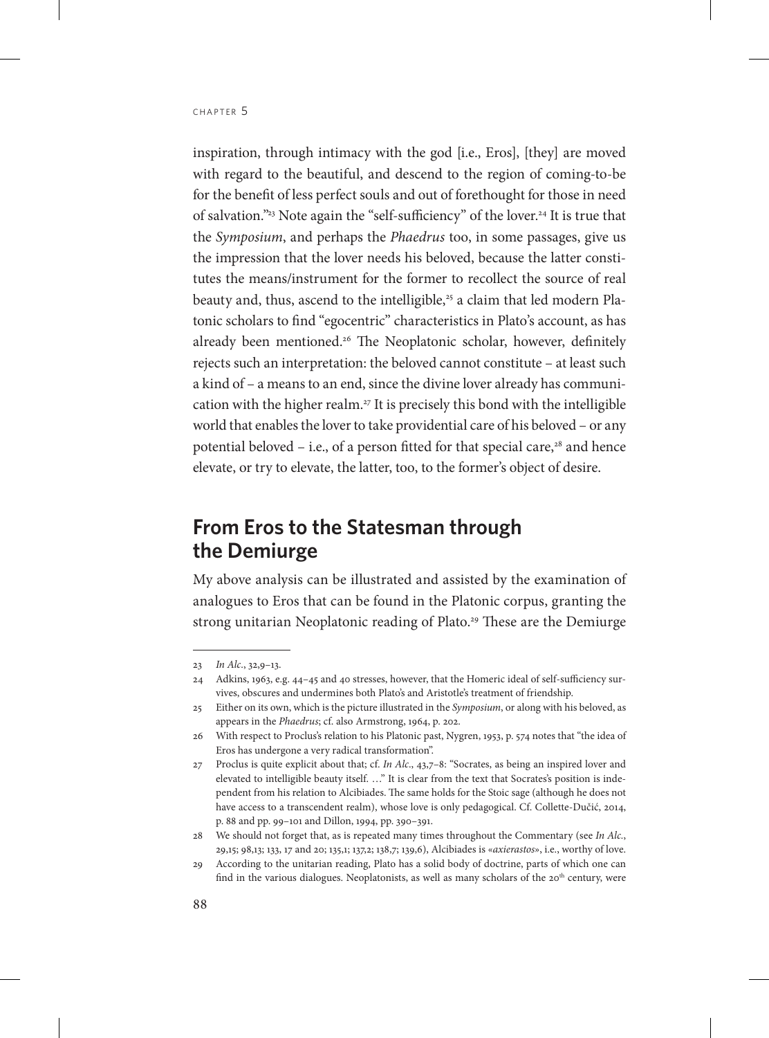inspiration, through intimacy with the god [i.e., Eros], [they] are moved with regard to the beautiful, and descend to the region of coming-to-be for the benefit of less perfect souls and out of forethought for those in need of salvation."[23] Note again the "self-sufficiency" of the lover.[24] It is true that the *Symposium*, and perhaps the *Phaedrus* too, in some passages, give us the impression that the lover needs his beloved, because the latter constitutes the means/instrument for the former to recollect the source of real beauty and, thus, ascend to the intelligible,[25] a claim that led modern Platonic scholars to find "egocentric" characteristics in Plato's account, as has already been mentioned.[26] The Neoplatonic scholar, however, definitely rejects such an interpretation: the beloved cannot constitute – at least such a kind of – a means to an end, since the divine lover already has communication with the higher realm.[27] It is precisely this bond with the intelligible world that enables the lover to take providential care of his beloved – or any potential beloved – i.e., of a person fitted for that special care,[28] and hence elevate, or try to elevate, the latter, too, to the former's object of desire.

## From Eros to the Statesman through the Demiurge

My above analysis can be illustrated and assisted by the examination of analogues to Eros that can be found in the Platonic corpus, granting the strong unitarian Neoplatonic reading of Plato.[29] These are the Demiurge

---

23 *In Alc.*, 32,9–13.

24 Adkins, 1963, e.g. 44–45 and 40 stresses, however, that the Homeric ideal of self-sufficiency survives, obscures and undermines both Plato's and Aristotle's treatment of friendship.

25 Either on its own, which is the picture illustrated in the *Symposium*, or along with his beloved, as appears in the *Phaedrus*; cf. also Armstrong, 1964, p. 202.

26 With respect to Proclus's relation to his Platonic past, Nygren, 1953, p. 574 notes that "the idea of Eros has undergone a very radical transformation".

27 Proclus is quite explicit about that; cf. *In Alc.*, 43,7–8: "Socrates, as being an inspired lover and elevated to intelligible beauty itself. …" It is clear from the text that Socrates's position is independent from his relation to Alcibiades. The same holds for the Stoic sage (although he does not have access to a transcendent realm), whose love is only pedagogical. Cf. Collette-Dučić, 2014, p. 88 and pp. 99–101 and Dillon, 1994, pp. 390–391.

28 We should not forget that, as is repeated many times throughout the Commentary (see *In Alc.*, 29,15; 98,13; 133, 17 and 20; 135,1; 137,2; 138,7; 139,6), Alcibiades is «*axierastos*», i.e., worthy of love.

29 According to the unitarian reading, Plato has a solid body of doctrine, parts of which one can find in the various dialogues. Neoplatonists, as well as many scholars of the 20th century, were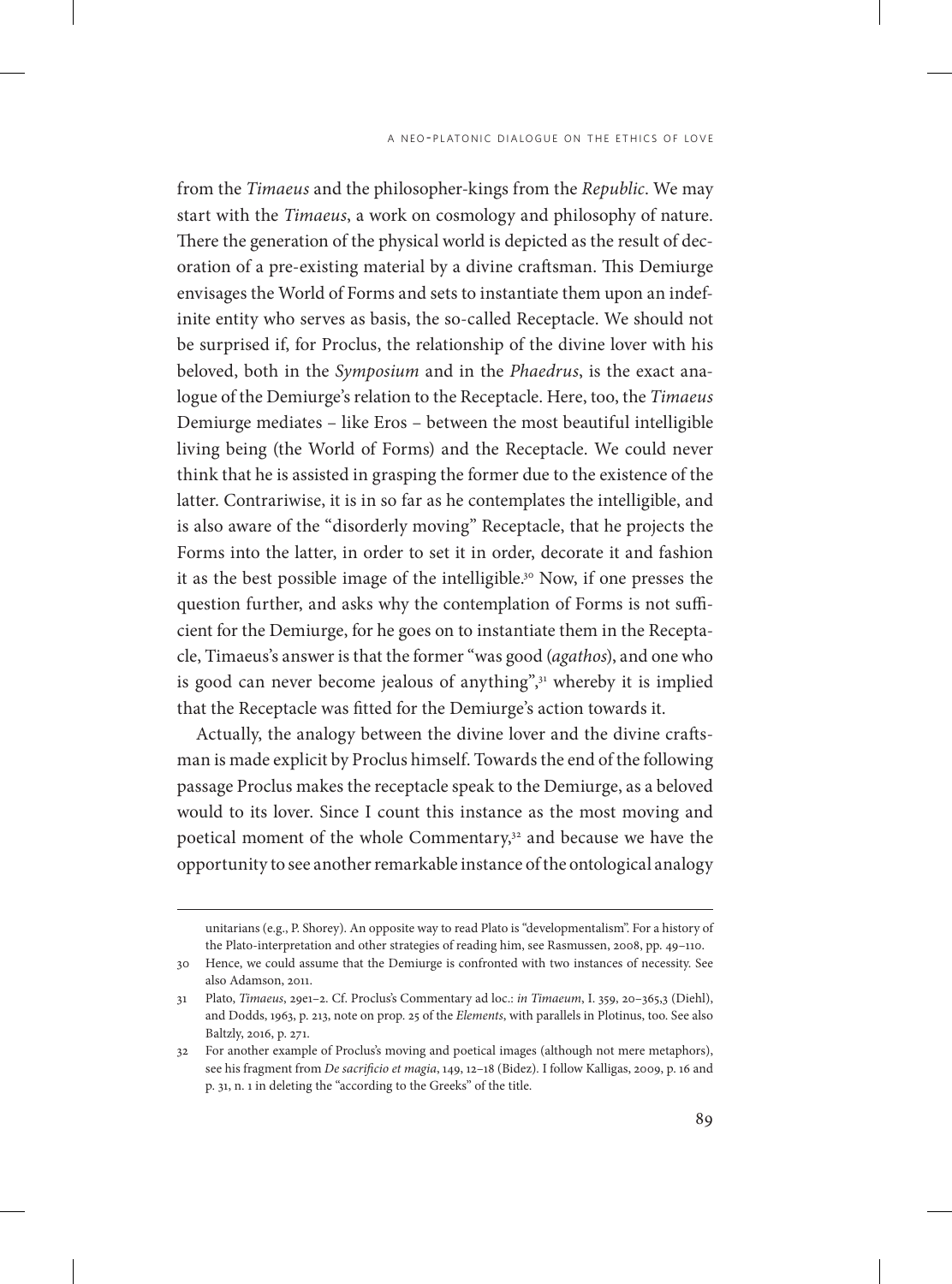from the *Timaeus* and the philosopher-kings from the *Republic*. We may start with the *Timaeus*, a work on cosmology and philosophy of nature. There the generation of the physical world is depicted as the result of decoration of a pre-existing material by a divine craftsman. This Demiurge envisages the World of Forms and sets to instantiate them upon an indefinite entity who serves as basis, the so-called Receptacle. We should not be surprised if, for Proclus, the relationship of the divine lover with his beloved, both in the *Symposium* and in the *Phaedrus*, is the exact analogue of the Demiurge's relation to the Receptacle. Here, too, the *Timaeus* Demiurge mediates – like Eros – between the most beautiful intelligible living being (the World of Forms) and the Receptacle. We could never think that he is assisted in grasping the former due to the existence of the latter. Contrariwise, it is in so far as he contemplates the intelligible, and is also aware of the "disorderly moving" Receptacle, that he projects the Forms into the latter, in order to set it in order, decorate it and fashion it as the best possible image of the intelligible.[30] Now, if one presses the question further, and asks why the contemplation of Forms is not sufficient for the Demiurge, for he goes on to instantiate them in the Receptacle, Timaeus's answer is that the former "was good (*agathos*), and one who is good can never become jealous of anything",[31] whereby it is implied that the Receptacle was fitted for the Demiurge's action towards it.

Actually, the analogy between the divine lover and the divine craftsman is made explicit by Proclus himself. Towards the end of the following passage Proclus makes the receptacle speak to the Demiurge, as a beloved would to its lover. Since I count this instance as the most moving and poetical moment of the whole Commentary,[32] and because we have the opportunity to see another remarkable instance of the ontological analogy

---

unitarians (e.g., P. Shorey). An opposite way to read Plato is "developmentalism". For a history of the Plato-interpretation and other strategies of reading him, see Rasmussen, 2008, pp. 49–110.

30 Hence, we could assume that the Demiurge is confronted with two instances of necessity. See also Adamson, 2011.

31 Plato, *Timaeus*, 29e1–2. Cf. Proclus's Commentary ad loc.: *in Timaeum*, I. 359, 20–365,3 (Diehl), and Dodds, 1963, p. 213, note on prop. 25 of the *Elements*, with parallels in Plotinus, too. See also Baltzly, 2016, p. 271.

32 For another example of Proclus's moving and poetical images (although not mere metaphors), see his fragment from *De sacrificio et magia*, 149, 12–18 (Bidez). I follow Kalligas, 2009, p. 16 and p. 31, n. 1 in deleting the "according to the Greeks" of the title.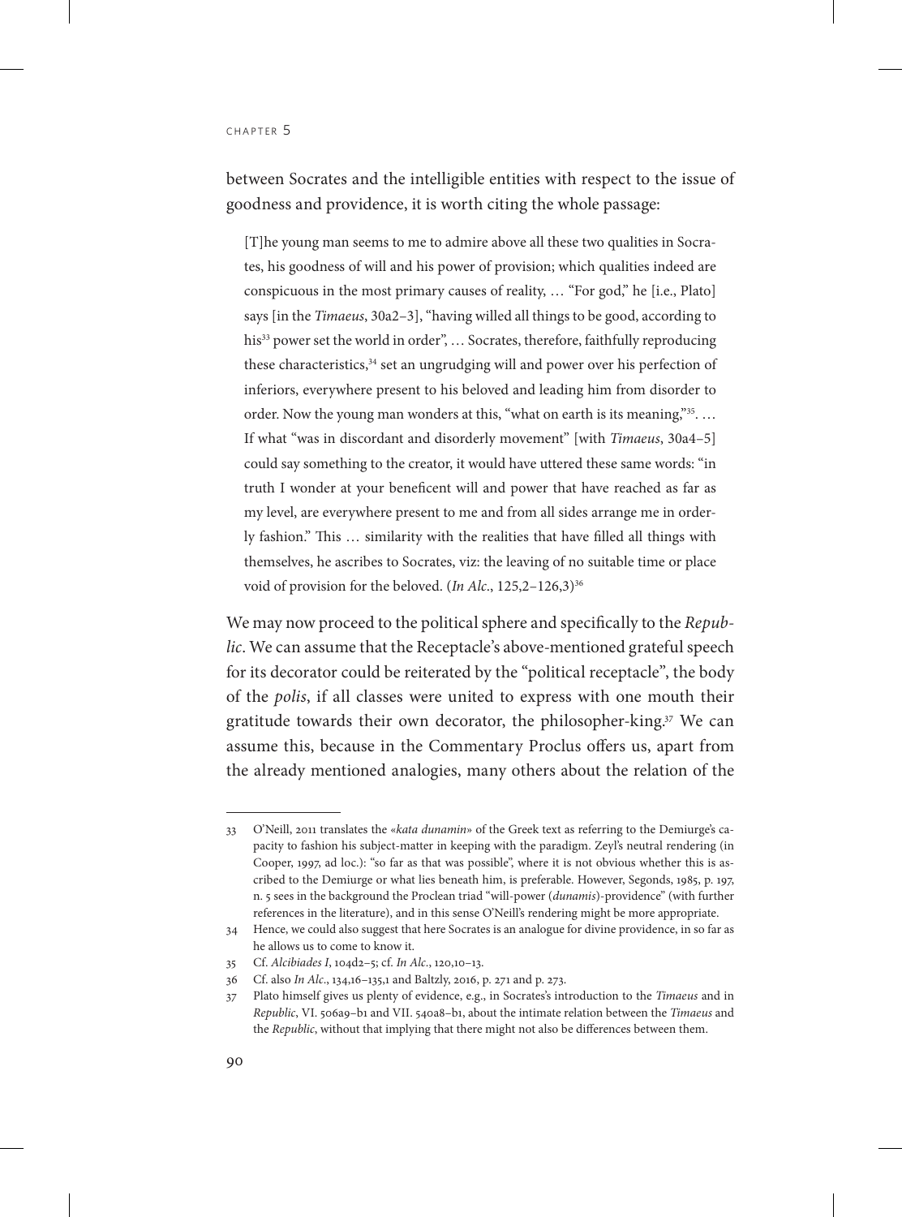between Socrates and the intelligible entities with respect to the issue of goodness and providence, it is worth citing the whole passage:

> [T]he young man seems to me to admire above all these two qualities in Socrates, his goodness of will and his power of provision; which qualities indeed are conspicuous in the most primary causes of reality, … "For god," he [i.e., Plato] says [in the *Timaeus*, 30a2–3], "having willed all things to be good, according to his[33] power set the world in order", … Socrates, therefore, faithfully reproducing these characteristics,[34] set an ungrudging will and power over his perfection of inferiors, everywhere present to his beloved and leading him from disorder to order. Now the young man wonders at this, "what on earth is its meaning,"[35]. … If what "was in discordant and disorderly movement" [with *Timaeus*, 30a4–5] could say something to the creator, it would have uttered these same words: "in truth I wonder at your beneficent will and power that have reached as far as my level, are everywhere present to me and from all sides arrange me in orderly fashion." This … similarity with the realities that have filled all things with themselves, he ascribes to Socrates, viz: the leaving of no suitable time or place void of provision for the beloved. (*In Alc.*, 125,2–126,3)[36]

We may now proceed to the political sphere and specifically to the *Republic*. We can assume that the Receptacle's above-mentioned grateful speech for its decorator could be reiterated by the "political receptacle", the body of the *polis*, if all classes were united to express with one mouth their gratitude towards their own decorator, the philosopher-king.[37] We can assume this, because in the Commentary Proclus offers us, apart from the already mentioned analogies, many others about the relation of the

---

33 O'Neill, 2011 translates the «*kata dunamin*» of the Greek text as referring to the Demiurge's capacity to fashion his subject-matter in keeping with the paradigm. Zeyl's neutral rendering (in Cooper, 1997, ad loc.): "so far as that was possible", where it is not obvious whether this is ascribed to the Demiurge or what lies beneath him, is preferable. However, Segonds, 1985, p. 197, n. 5 sees in the background the Proclean triad "will-power (*dunamis*)-providence" (with further references in the literature), and in this sense O'Neill's rendering might be more appropriate.

34 Hence, we could also suggest that here Socrates is an analogue for divine providence, in so far as he allows us to come to know it.

35 Cf. *Alcibiades I*, 104d2–5; cf. *In Alc.*, 120,10–13.

36 Cf. also *In Alc.*, 134,16–135,1 and Baltzly, 2016, p. 271 and p. 273.

37 Plato himself gives us plenty of evidence, e.g., in Socrates's introduction to the *Timaeus* and in *Republic*, VI. 506a9–b1 and VII. 540a8–b1, about the intimate relation between the *Timaeus* and the *Republic*, without that implying that there might not also be differences between them.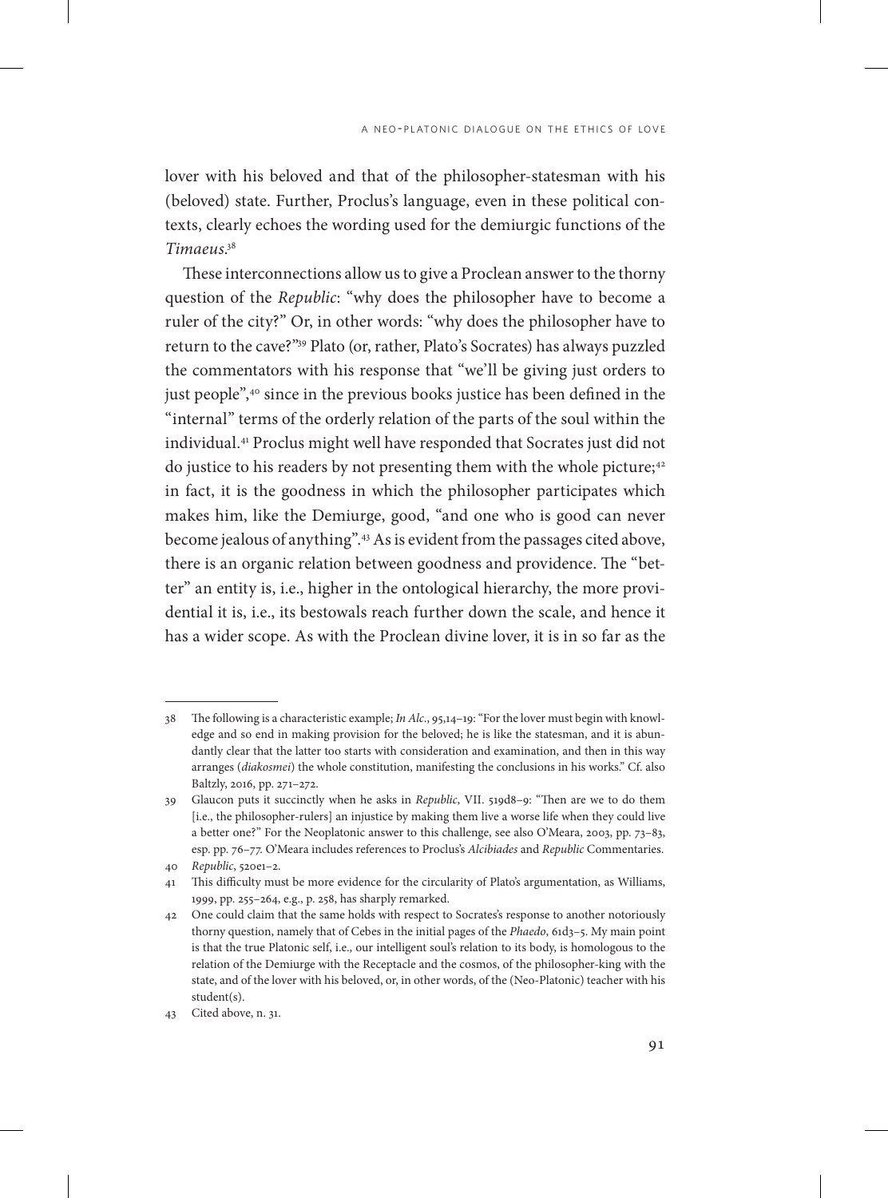lover with his beloved and that of the philosopher-statesman with his (beloved) state. Further, Proclus's language, even in these political contexts, clearly echoes the wording used for the demiurgic functions of the *Timaeus*.[38]

These interconnections allow us to give a Proclean answer to the thorny question of the *Republic*: "why does the philosopher have to become a ruler of the city?" Or, in other words: "why does the philosopher have to return to the cave?"[39] Plato (or, rather, Plato's Socrates) has always puzzled the commentators with his response that "we'll be giving just orders to just people",[40] since in the previous books justice has been defined in the "internal" terms of the orderly relation of the parts of the soul within the individual.[41] Proclus might well have responded that Socrates just did not do justice to his readers by not presenting them with the whole picture;[42] in fact, it is the goodness in which the philosopher participates which makes him, like the Demiurge, good, "and one who is good can never become jealous of anything".[43] As is evident from the passages cited above, there is an organic relation between goodness and providence. The "better" an entity is, i.e., higher in the ontological hierarchy, the more providential it is, i.e., its bestowals reach further down the scale, and hence it has a wider scope. As with the Proclean divine lover, it is in so far as the

---

38 The following is a characteristic example; *In Alc*., 95,14–19: "For the lover must begin with knowledge and so end in making provision for the beloved; he is like the statesman, and it is abundantly clear that the latter too starts with consideration and examination, and then in this way arranges (*diakosmei*) the whole constitution, manifesting the conclusions in his works." Cf. also Baltzly, 2016, pp. 271–272.

39 Glaucon puts it succinctly when he asks in *Republic*, VII. 519d8–9: "Then are we to do them [i.e., the philosopher-rulers] an injustice by making them live a worse life when they could live a better one?" For the Neoplatonic answer to this challenge, see also O'Meara, 2003, pp. 73–83, esp. pp. 76–77. O'Meara includes references to Proclus's *Alcibiades* and *Republic* Commentaries.

40 *Republic*, 520e1–2.

41 This difficulty must be more evidence for the circularity of Plato's argumentation, as Williams, 1999, pp. 255–264, e.g., p. 258, has sharply remarked.

42 One could claim that the same holds with respect to Socrates's response to another notoriously thorny question, namely that of Cebes in the initial pages of the *Phaedo*, 61d3–5. My main point is that the true Platonic self, i.e., our intelligent soul's relation to its body, is homologous to the relation of the Demiurge with the Receptacle and the cosmos, of the philosopher-king with the state, and of the lover with his beloved, or, in other words, of the (Neo-Platonic) teacher with his student(s).

43 Cited above, n. 31.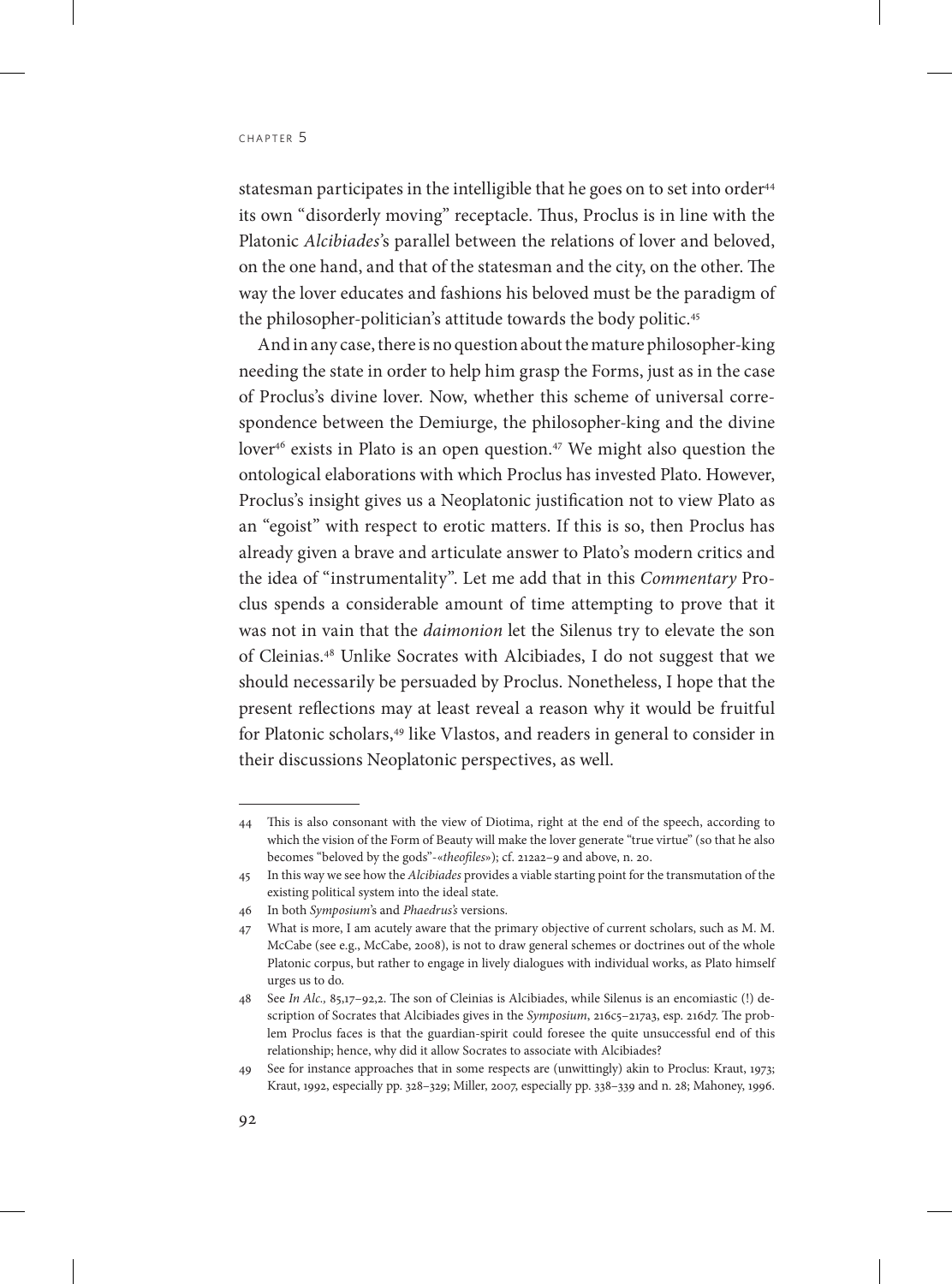statesman participates in the intelligible that he goes on to set into order[44] its own "disorderly moving" receptacle. Thus, Proclus is in line with the Platonic *Alcibiades*'s parallel between the relations of lover and beloved, on the one hand, and that of the statesman and the city, on the other. The way the lover educates and fashions his beloved must be the paradigm of the philosopher-politician's attitude towards the body politic.[45]

And in any case, there is no question about the mature philosopher-king needing the state in order to help him grasp the Forms, just as in the case of Proclus's divine lover. Now, whether this scheme of universal correspondence between the Demiurge, the philosopher-king and the divine lover[46] exists in Plato is an open question.[47] We might also question the ontological elaborations with which Proclus has invested Plato. However, Proclus's insight gives us a Neoplatonic justification not to view Plato as an "egoist" with respect to erotic matters. If this is so, then Proclus has already given a brave and articulate answer to Plato's modern critics and the idea of "instrumentality". Let me add that in this *Commentary* Proclus spends a considerable amount of time attempting to prove that it was not in vain that the *daimonion* let the Silenus try to elevate the son of Cleinias.[48] Unlike Socrates with Alcibiades, I do not suggest that we should necessarily be persuaded by Proclus. Nonetheless, I hope that the present reflections may at least reveal a reason why it would be fruitful for Platonic scholars,[49] like Vlastos, and readers in general to consider in their discussions Neoplatonic perspectives, as well.

---

44 This is also consonant with the view of Diotima, right at the end of the speech, according to which the vision of the Form of Beauty will make the lover generate "true virtue" (so that he also becomes "beloved by the gods"-«*theofiles*»); cf. 212a2–9 and above, n. 20.

45 In this way we see how the *Alcibiades* provides a viable starting point for the transmutation of the existing political system into the ideal state.

46 In both *Symposium*'s and *Phaedrus's* versions.

47 What is more, I am acutely aware that the primary objective of current scholars, such as M. M. McCabe (see e.g., McCabe, 2008), is not to draw general schemes or doctrines out of the whole Platonic corpus, but rather to engage in lively dialogues with individual works, as Plato himself urges us to do.

48 See *In Alc.,* 85,17–92,2. The son of Cleinias is Alcibiades, while Silenus is an encomiastic (!) description of Socrates that Alcibiades gives in the *Symposium*, 216c5–217a3, esp. 216d7. The problem Proclus faces is that the guardian-spirit could foresee the quite unsuccessful end of this relationship; hence, why did it allow Socrates to associate with Alcibiades?

49 See for instance approaches that in some respects are (unwittingly) akin to Proclus: Kraut, 1973; Kraut, 1992, especially pp. 328–329; Miller, 2007, especially pp. 338–339 and n. 28; Mahoney, 1996.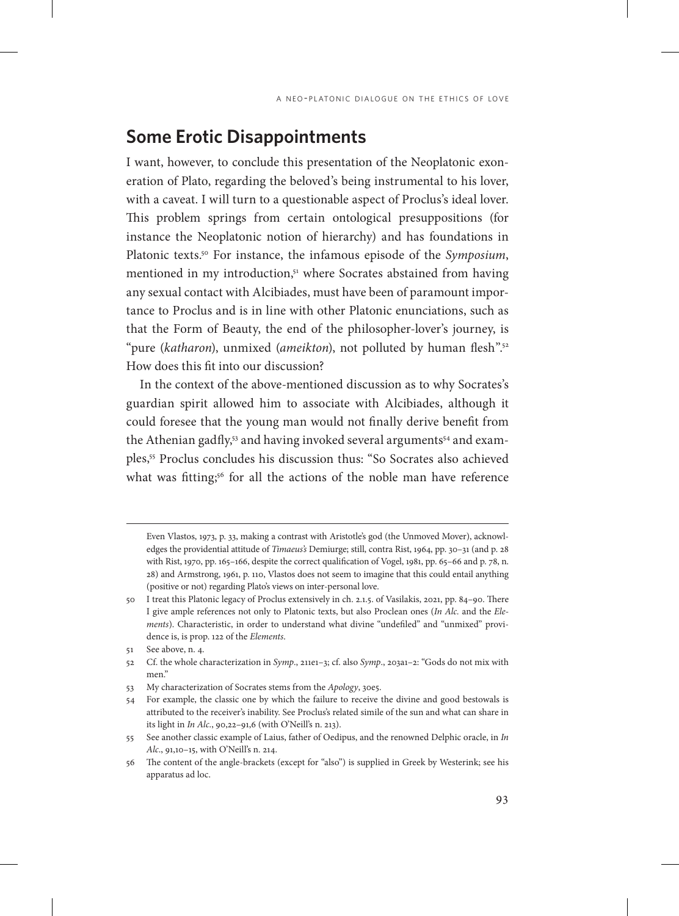## Some Erotic Disappointments

I want, however, to conclude this presentation of the Neoplatonic exoneration of Plato, regarding the beloved's being instrumental to his lover, with a caveat. I will turn to a questionable aspect of Proclus's ideal lover. This problem springs from certain ontological presuppositions (for instance the Neoplatonic notion of hierarchy) and has foundations in Platonic texts.[50] For instance, the infamous episode of the *Symposium*, mentioned in my introduction,[51] where Socrates abstained from having any sexual contact with Alcibiades, must have been of paramount importance to Proclus and is in line with other Platonic enunciations, such as that the Form of Beauty, the end of the philosopher-lover's journey, is "pure (*katharon*), unmixed (*ameikton*), not polluted by human flesh".[52] How does this fit into our discussion?

In the context of the above-mentioned discussion as to why Socrates's guardian spirit allowed him to associate with Alcibiades, although it could foresee that the young man would not finally derive benefit from the Athenian gadfly,[53] and having invoked several arguments[54] and examples,[55] Proclus concludes his discussion thus: "So Socrates also achieved what was fitting;[56] for all the actions of the noble man have reference

---

Even Vlastos, 1973, p. 33, making a contrast with Aristotle's god (the Unmoved Mover), acknowledges the providential attitude of *Timaeus's* Demiurge; still, contra Rist, 1964, pp. 30–31 (and p. 28 with Rist, 1970, pp. 165–166, despite the correct qualification of Vogel, 1981, pp. 65–66 and p. 78, n. 28) and Armstrong, 1961, p. 110, Vlastos does not seem to imagine that this could entail anything (positive or not) regarding Plato's views on inter-personal love.

50 I treat this Platonic legacy of Proclus extensively in ch. 2.1.5. of Vasilakis, 2021, pp. 84–90. There I give ample references not only to Platonic texts, but also Proclean ones (*In Alc.* and the *Elements*). Characteristic, in order to understand what divine "undefiled" and "unmixed" providence is, is prop. 122 of the *Elements*.

51 See above, n. 4.

52 Cf. the whole characterization in *Symp*., 211e1–3; cf. also *Symp*., 203a1–2: "Gods do not mix with men."

53 My characterization of Socrates stems from the *Apology*, 30e5.

54 For example, the classic one by which the failure to receive the divine and good bestowals is attributed to the receiver's inability. See Proclus's related simile of the sun and what can share in its light in *In Alc.*, 90,22–91,6 (with O'Neill's n. 213).

55 See another classic example of Laius, father of Oedipus, and the renowned Delphic oracle, in *In Alc.*, 91,10–15, with O'Neill's n. 214.

56 The content of the angle-brackets (except for "also") is supplied in Greek by Westerink; see his apparatus ad loc.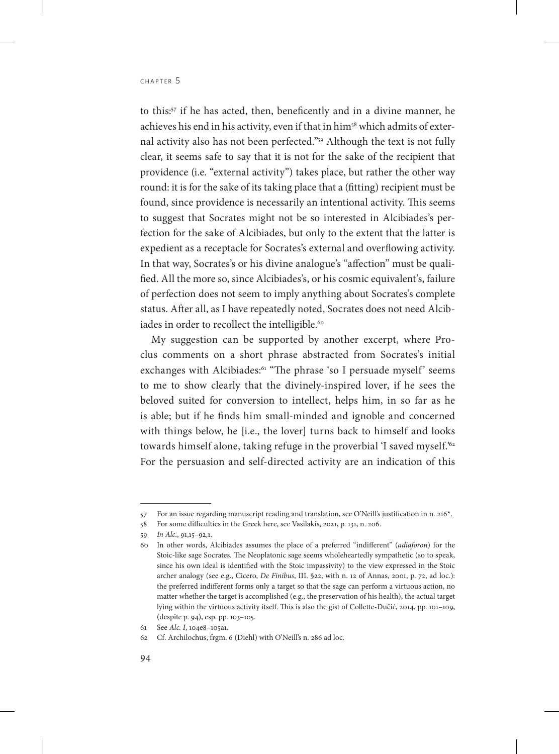to this:[57] if he has acted, then, beneficently and in a divine manner, he achieves his end in his activity, even if that in him[58] which admits of external activity also has not been perfected."[59] Although the text is not fully clear, it seems safe to say that it is not for the sake of the recipient that providence (i.e. "external activity") takes place, but rather the other way round: it is for the sake of its taking place that a (fitting) recipient must be found, since providence is necessarily an intentional activity. This seems to suggest that Socrates might not be so interested in Alcibiades's perfection for the sake of Alcibiades, but only to the extent that the latter is expedient as a receptacle for Socrates's external and overflowing activity. In that way, Socrates's or his divine analogue's "affection" must be qualified. All the more so, since Alcibiades's, or his cosmic equivalent's, failure of perfection does not seem to imply anything about Socrates's complete status. After all, as I have repeatedly noted, Socrates does not need Alcibiades in order to recollect the intelligible.[60]

My suggestion can be supported by another excerpt, where Proclus comments on a short phrase abstracted from Socrates's initial exchanges with Alcibiades:[61] "The phrase 'so I persuade myself' seems to me to show clearly that the divinely-inspired lover, if he sees the beloved suited for conversion to intellect, helps him, in so far as he is able; but if he finds him small-minded and ignoble and concerned with things below, he [i.e., the lover] turns back to himself and looks towards himself alone, taking refuge in the proverbial 'I saved myself.'[62] For the persuasion and self-directed activity are an indication of this

---

57 For an issue regarding manuscript reading and translation, see O'Neill's justification in n. 216*.

58 For some difficulties in the Greek here, see Vasilakis, 2021, p. 131, n. 206.

59 *In Alc.*, 91,15–92,1.

60 In other words, Alcibiades assumes the place of a preferred "indifferent" (*adiaforon*) for the Stoic-like sage Socrates. The Neoplatonic sage seems wholeheartedly sympathetic (so to speak, since his own ideal is identified with the Stoic impassivity) to the view expressed in the Stoic archer analogy (see e.g., Cicero, *De Finibus*, III. §22, with n. 12 of Annas, 2001, p. 72, ad loc.): the preferred indifferent forms only a target so that the sage can perform a virtuous action, no matter whether the target is accomplished (e.g., the preservation of his health), the actual target lying within the virtuous activity itself. This is also the gist of Collette-Dučić, 2014, pp. 101–109, (despite p. 94), esp. pp. 103–105.

61 See *Alc. I*, 104e8–105a1.

62 Cf. Archilochus, frgm. 6 (Diehl) with O'Neill's n. 286 ad loc.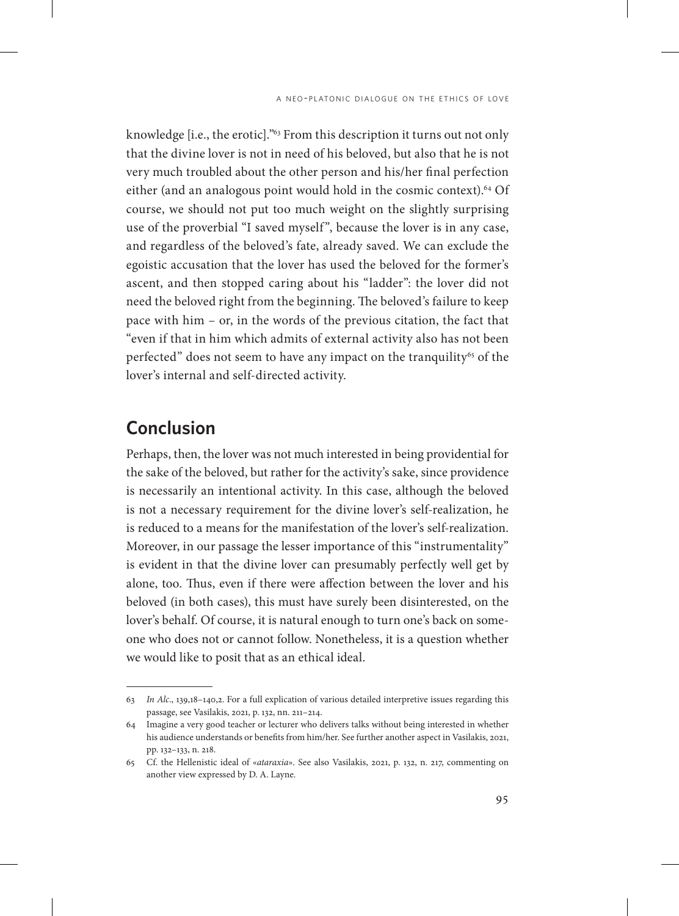knowledge [i.e., the erotic]."[63] From this description it turns out not only that the divine lover is not in need of his beloved, but also that he is not very much troubled about the other person and his/her final perfection either (and an analogous point would hold in the cosmic context).[64] Of course, we should not put too much weight on the slightly surprising use of the proverbial "I saved myself", because the lover is in any case, and regardless of the beloved's fate, already saved. We can exclude the egoistic accusation that the lover has used the beloved for the former's ascent, and then stopped caring about his "ladder": the lover did not need the beloved right from the beginning. The beloved's failure to keep pace with him – or, in the words of the previous citation, the fact that "even if that in him which admits of external activity also has not been perfected" does not seem to have any impact on the tranquility[65] of the lover's internal and self-directed activity.

## Conclusion

Perhaps, then, the lover was not much interested in being providential for the sake of the beloved, but rather for the activity's sake, since providence is necessarily an intentional activity. In this case, although the beloved is not a necessary requirement for the divine lover's self-realization, he is reduced to a means for the manifestation of the lover's self-realization. Moreover, in our passage the lesser importance of this "instrumentality" is evident in that the divine lover can presumably perfectly well get by alone, too. Thus, even if there were affection between the lover and his beloved (in both cases), this must have surely been disinterested, on the lover's behalf. Of course, it is natural enough to turn one's back on someone who does not or cannot follow. Nonetheless, it is a question whether we would like to posit that as an ethical ideal.

---

63 *In Alc.*, 139,18–140,2. For a full explication of various detailed interpretive issues regarding this passage, see Vasilakis, 2021, p. 132, nn. 211–214.

64 Imagine a very good teacher or lecturer who delivers talks without being interested in whether his audience understands or benefits from him/her. See further another aspect in Vasilakis, 2021, pp. 132–133, n. 218.

65 Cf. the Hellenistic ideal of «*ataraxia*». See also Vasilakis, 2021, p. 132, n. 217, commenting on another view expressed by D. A. Layne.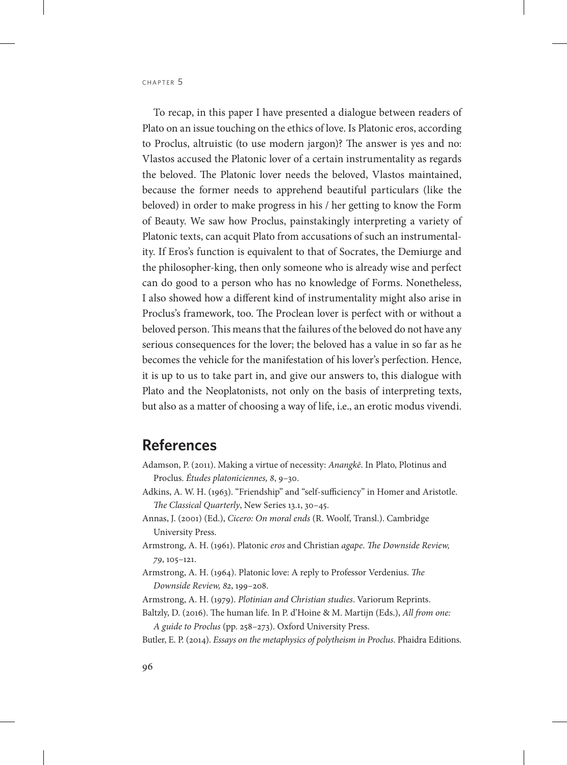To recap, in this paper I have presented a dialogue between readers of Plato on an issue touching on the ethics of love. Is Platonic eros, according to Proclus, altruistic (to use modern jargon)? The answer is yes and no: Vlastos accused the Platonic lover of a certain instrumentality as regards the beloved. The Platonic lover needs the beloved, Vlastos maintained, because the former needs to apprehend beautiful particulars (like the beloved) in order to make progress in his / her getting to know the Form of Beauty. We saw how Proclus, painstakingly interpreting a variety of Platonic texts, can acquit Plato from accusations of such an instrumentality. If Eros's function is equivalent to that of Socrates, the Demiurge and the philosopher-king, then only someone who is already wise and perfect can do good to a person who has no knowledge of Forms. Nonetheless, I also showed how a different kind of instrumentality might also arise in Proclus's framework, too. The Proclean lover is perfect with or without a beloved person. This means that the failures of the beloved do not have any serious consequences for the lover; the beloved has a value in so far as he becomes the vehicle for the manifestation of his lover's perfection. Hence, it is up to us to take part in, and give our answers to, this dialogue with Plato and the Neoplatonists, not only on the basis of interpreting texts, but also as a matter of choosing a way of life, i.e., an erotic modus vivendi.

## References

Adamson, P. (2011). Making a virtue of necessity: *Anangkē*. In Plato, Plotinus and Proclus. *Études platoniciennes, 8*, 9–30.

Adkins, A. W. H. (1963). "Friendship" and "self-sufficiency" in Homer and Aristotle. *The Classical Quarterly*, New Series 13.1, 30–45.

Annas, J. (2001) (Ed.), *Cicero: On moral ends* (R. Woolf, Transl.). Cambridge University Press.

Armstrong, A. H. (1961). Platonic *eros* and Christian *agape*. *The Downside Review, 79*, 105–121.

Armstrong, A. H. (1964). Platonic love: A reply to Professor Verdenius. *The Downside Review, 82*, 199–208.

Armstrong, A. H. (1979). *Plotinian and Christian studies*. Variorum Reprints.

Baltzly, D. (2016). The human life. In P. d'Hoine & M. Martijn (Eds.), *All from one: A guide to Proclus* (pp. 258–273). Oxford University Press.

Butler, E. P. (2014). *Essays on the metaphysics of polytheism in Proclus*. Phaidra Editions.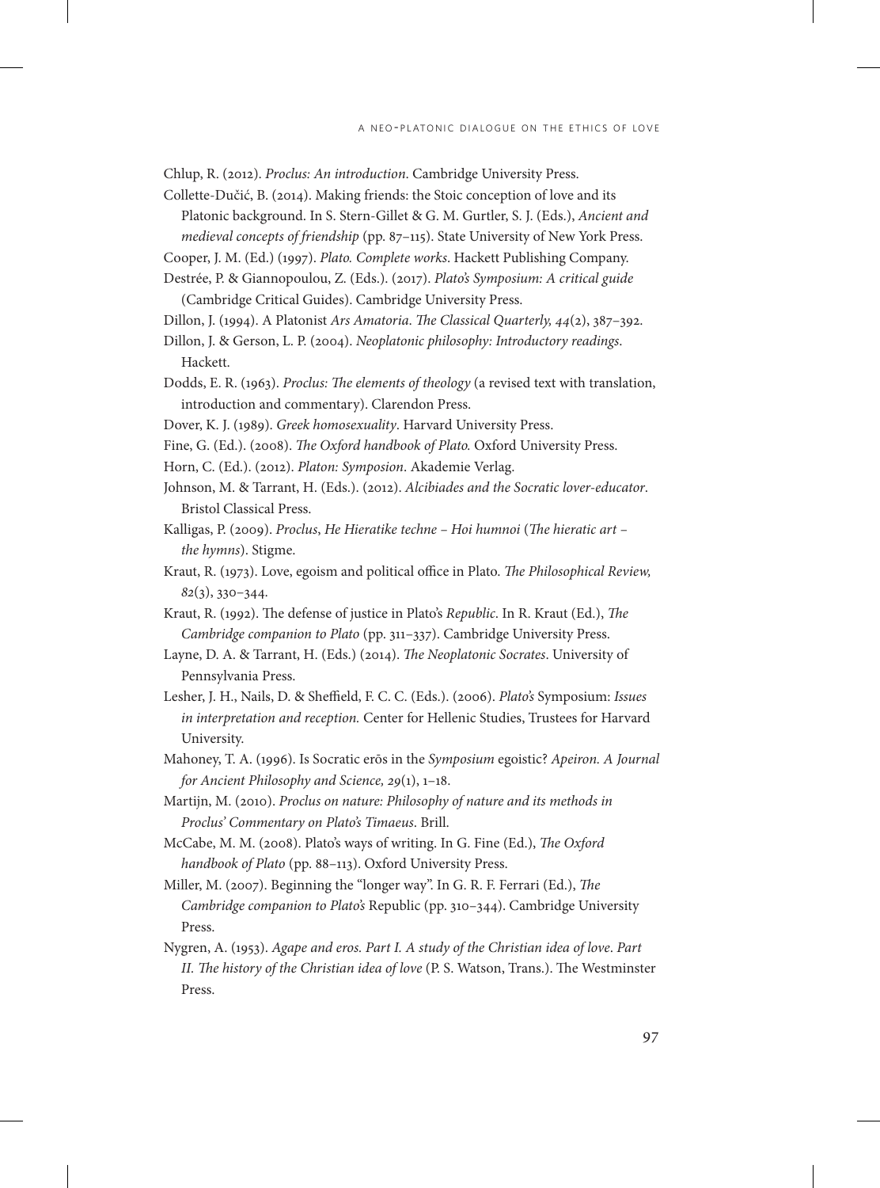Chlup, R. (2012). *Proclus: An introduction*. Cambridge University Press.

Collette-Dučić, B. (2014). Making friends: the Stoic conception of love and its Platonic background. In S. Stern-Gillet & G. M. Gurtler, S. J. (Eds.), *Ancient and medieval concepts of friendship* (pp. 87–115). State University of New York Press.

Cooper, J. M. (Ed.) (1997). *Plato. Complete works*. Hackett Publishing Company.

Destrée, P. & Giannopoulou, Z. (Eds.). (2017). *Plato's Symposium: A critical guide* (Cambridge Critical Guides). Cambridge University Press.

Dillon, J. (1994). A Platonist *Ars Amatoria*. *The Classical Quarterly, 44*(2), 387–392.

Dillon, J. & Gerson, L. P. (2004). *Neoplatonic philosophy: Introductory readings*. Hackett.

Dodds, E. R. (1963). *Proclus: The elements of theology* (a revised text with translation, introduction and commentary). Clarendon Press.

Dover, K. J. (1989). *Greek homosexuality*. Harvard University Press.

Fine, G. (Ed.). (2008). *The Oxford handbook of Plato.* Oxford University Press.

Horn, C. (Ed.). (2012). *Platon: Symposion*. Akademie Verlag.

Johnson, M. & Tarrant, H. (Eds.). (2012). *Alcibiades and the Socratic lover-educator*. Bristol Classical Press.

Kalligas, P. (2009). *Proclus*, *He Hieratike techne – Hoi humnoi* (*The hieratic art – the hymns*). Stigme.

Kraut, R. (1973). Love, egoism and political office in Plato. *The Philosophical Review, 82*(3), 330–344.

Kraut, R. (1992). The defense of justice in Plato's *Republic*. In R. Kraut (Ed.), *The Cambridge companion to Plato* (pp. 311–337). Cambridge University Press.

Layne, D. A. & Tarrant, H. (Eds.) (2014). *The Neoplatonic Socrates*. University of Pennsylvania Press.

Lesher, J. H., Nails, D. & Sheffield, F. C. C. (Eds.). (2006). *Plato's* Symposium: *Issues in interpretation and reception.* Center for Hellenic Studies, Trustees for Harvard University.

Mahoney, T. A. (1996). Is Socratic erōs in the *Symposium* egoistic? *Apeiron. A Journal for Ancient Philosophy and Science, 29*(1), 1–18.

Martijn, M. (2010). *Proclus on nature: Philosophy of nature and its methods in Proclus' Commentary on Plato's Timaeus*. Brill.

McCabe, M. M. (2008). Plato's ways of writing. In G. Fine (Ed.), *The Oxford handbook of Plato* (pp. 88–113). Oxford University Press.

Miller, M. (2007). Beginning the "longer way". In G. R. F. Ferrari (Ed.), *The Cambridge companion to Plato's* Republic (pp. 310–344). Cambridge University Press.

Nygren, A. (1953). *Agape and eros. Part I. A study of the Christian idea of love*. *Part II. The history of the Christian idea of love* (P. S. Watson, Trans.). The Westminster Press.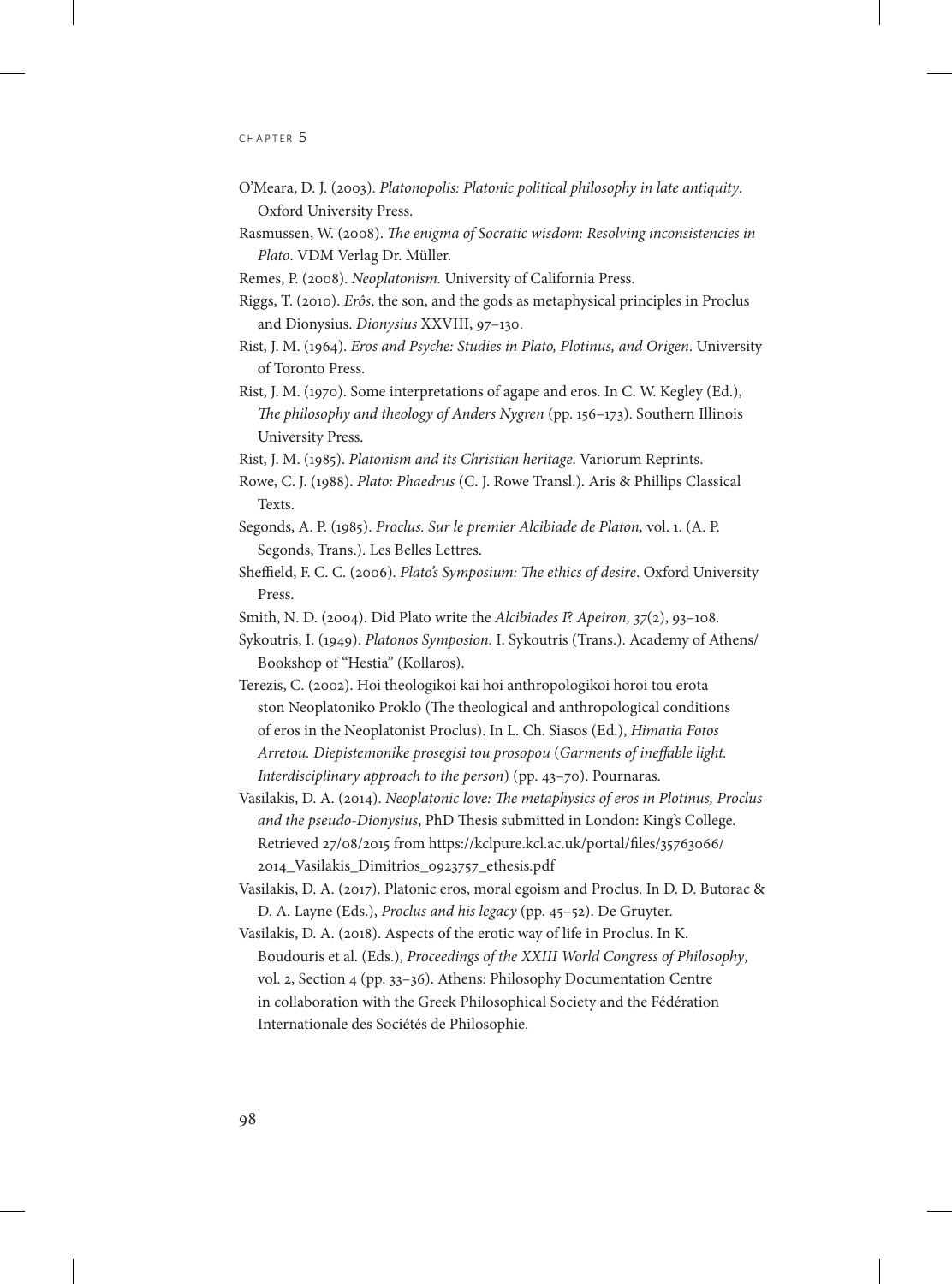O'Meara, D. J. (2003). *Platonopolis: Platonic political philosophy in late antiquity*. Oxford University Press.

Rasmussen, W. (2008). *The enigma of Socratic wisdom: Resolving inconsistencies in Plato*. VDM Verlag Dr. Müller.

Remes, P. (2008). *Neoplatonism.* University of California Press.

Riggs, T. (2010). *Erôs*, the son, and the gods as metaphysical principles in Proclus and Dionysius. *Dionysius* XXVIII, 97–130.

Rist, J. M. (1964). *Eros and Psyche: Studies in Plato, Plotinus, and Origen*. University of Toronto Press.

Rist, J. M. (1970). Some interpretations of agape and eros. In C. W. Kegley (Ed.), *The philosophy and theology of Anders Nygren* (pp. 156–173). Southern Illinois University Press.

Rist, J. M. (1985). *Platonism and its Christian heritage*. Variorum Reprints.

Rowe, C. J. (1988). *Plato: Phaedrus* (C. J. Rowe Transl.). Aris & Phillips Classical Texts.

Segonds, A. P. (1985). *Proclus. Sur le premier Alcibiade de Platon,* vol. 1. (A. P. Segonds, Trans.). Les Belles Lettres.

Sheffield, F. C. C. (2006). *Plato's Symposium: The ethics of desire*. Oxford University Press.

Smith, N. D. (2004). Did Plato write the *Alcibiades I*? *Apeiron, 37*(2), 93–108.

Sykoutris, I. (1949). *Platonos Symposion.* I. Sykoutris (Trans.). Academy of Athens/ Bookshop of "Hestia" (Kollaros).

Terezis, C. (2002). Hoi theologikoi kai hoi anthropologikoi horoi tou erota ston Neoplatoniko Proklo (The theological and anthropological conditions of eros in the Neoplatonist Proclus). In L. Ch. Siasos (Ed.), *Himatia Fotos Arretou. Diepistemonike prosegisi tou prosopou* (*Garments of ineffable light. Interdisciplinary approach to the person*) (pp. 43–70). Pournaras.

Vasilakis, D. A. (2014). *Neoplatonic love: The metaphysics of eros in Plotinus, Proclus and the pseudo-Dionysius*, PhD Thesis submitted in London: King's College. Retrieved 27/08/2015 from https://kclpure.kcl.ac.uk/portal/files/35763066/2014_Vasilakis_Dimitrios_0923757_ethesis.pdf

Vasilakis, D. A. (2017). Platonic eros, moral egoism and Proclus. In D. D. Butorac & D. A. Layne (Eds.), *Proclus and his legacy* (pp. 45–52). De Gruyter.

Vasilakis, D. A. (2018). Aspects of the erotic way of life in Proclus. In K. Boudouris et al. (Eds.), *Proceedings of the XXIII World Congress of Philosophy*, vol. 2, Section 4 (pp. 33–36). Athens: Philosophy Documentation Centre in collaboration with the Greek Philosophical Society and the Fédération Internationale des Sociétés de Philosophie.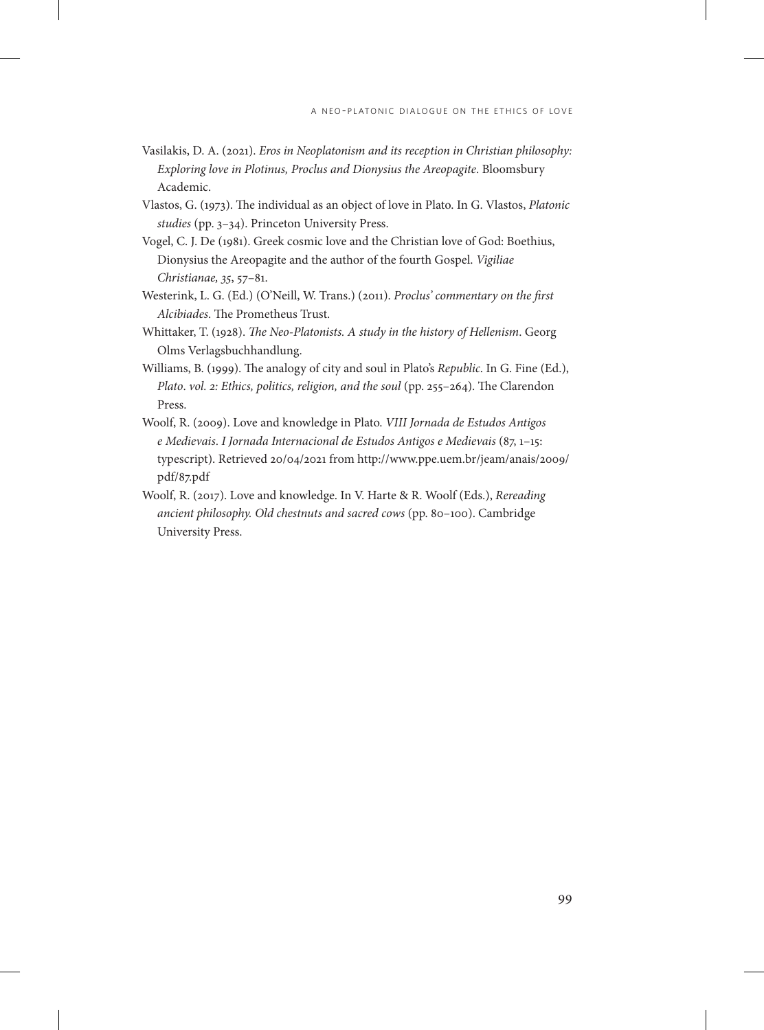Vasilakis, D. A. (2021). *Eros in Neoplatonism and its reception in Christian philosophy: Exploring love in Plotinus, Proclus and Dionysius the Areopagite*. Bloomsbury Academic.

Vlastos, G. (1973). The individual as an object of love in Plato. In G. Vlastos, *Platonic studies* (pp. 3–34). Princeton University Press.

Vogel, C. J. De (1981). Greek cosmic love and the Christian love of God: Boethius, Dionysius the Areopagite and the author of the fourth Gospel. *Vigiliae Christianae, 35*, 57–81.

Westerink, L. G. (Ed.) (O'Neill, W. Trans.) (2011). *Proclus' commentary on the first Alcibiades*. The Prometheus Trust.

Whittaker, T. (1928). *The Neo-Platonists. A study in the history of Hellenism*. Georg Olms Verlagsbuchhandlung.

Williams, B. (1999). The analogy of city and soul in Plato's *Republic*. In G. Fine (Ed.), *Plato. vol. 2: Ethics, politics, religion, and the soul* (pp. 255–264). The Clarendon Press.

Woolf, R. (2009). Love and knowledge in Plato. *VIII Jornada de Estudos Antigos e Medievais. I Jornada Internacional de Estudos Antigos e Medievais* (87, 1–15: typescript). Retrieved 20/04/2021 from http://www.ppe.uem.br/jeam/anais/2009/pdf/87.pdf

Woolf, R. (2017). Love and knowledge. In V. Harte & R. Woolf (Eds.), *Rereading ancient philosophy. Old chestnuts and sacred cows* (pp. 80–100). Cambridge University Press.